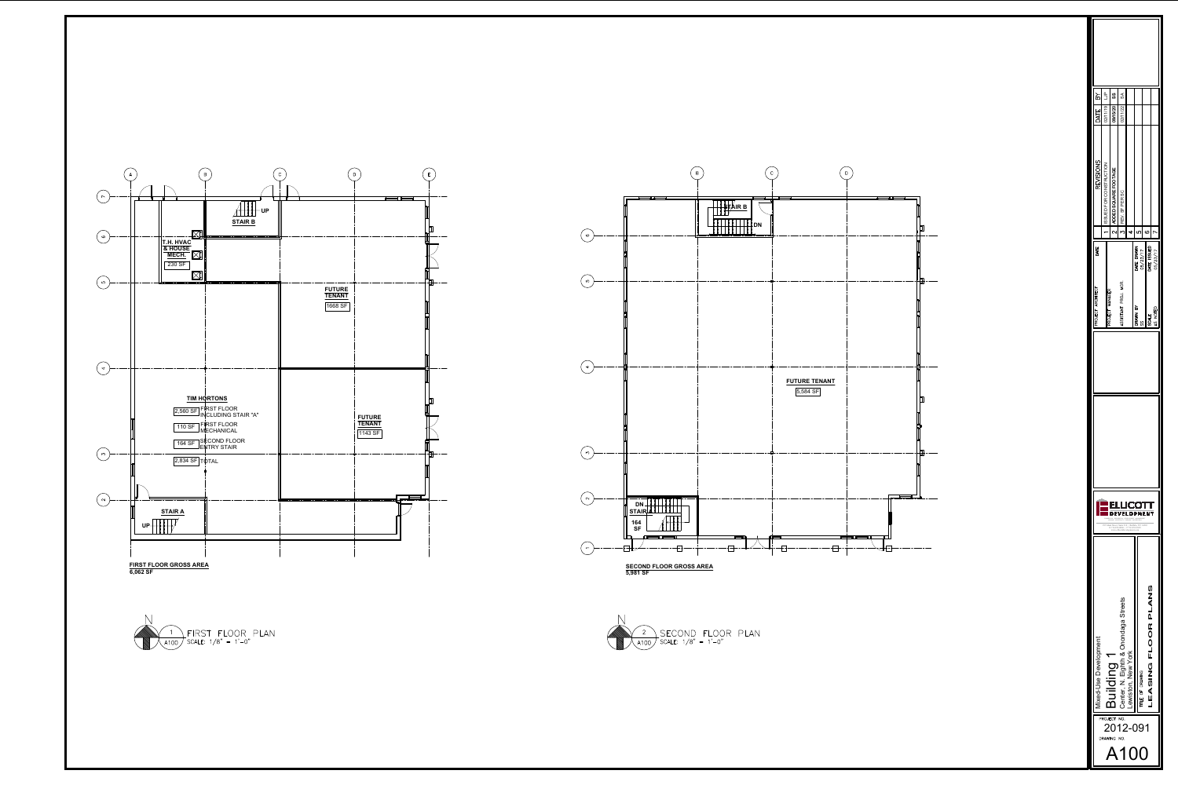## FIRST FLOOR PLAN

T.H. HVAC & HOUSE MECH. 230 SF

STAIR B — UP

FUTURE TENANT 1668 SF

TIM HORTONS

| Area | Description |
|---|---|
| 2,560 SF | FIRST FLOOR INCLUDING STAIR "A" |
| 110 SF | FIRST FLOOR MECHANICAL |
| 164 SF | SECOND FLOOR ENTRY STAIR |
| 2,834 SF | TOTAL |

FUTURE TENANT 1143 SF

STAIR A — UP

**FIRST FLOOR GROSS AREA**
**6,062 SF**

1 FIRST FLOOR PLAN — A100 — SCALE: 1/8" = 1'-0"

## SECOND FLOOR PLAN

STAIR B — DN

FUTURE TENANT 5,584 SF

DN STAIR A 164 SF

**SECOND FLOOR GROSS AREA**
**5,981 SF**

2 SECOND FLOOR PLAN — A100 — SCALE: 1/8" = 1'-0"

## REVISIONS

| | REVISIONS | DATE | BY |
|---|---|---|---|
| 1 | ISSUED FOR CONSTRUCTION | 03/11/19 | LJP |
| 2 | ADDED SQUARE FOOTAGE | 09/15/20 | SS |
| 3 | REV. SF PER SC | 03/11/22 | SA |
| 4 | | | |
| 5 | | | |
| 6 | | | |
| 7 | | | |

PROJECT ARCHITECT — DATE

PROJECT MANAGER

ASSISTANT PROJ. MGR.

DRAWN BY: SS — DATE DRAWN: 03/22/17

SCALE: AS NOTED — DATE ISSUED: 05/22/17

ELLICOTT DEVELOPMENT

Mixed-Use Development
Building 1
Center, N. Eighth & Onondaga Streets
Lewiston, New York

TITLE OF DRAWING: LEASING FLOOR PLANS

PROJECT NO. 2012-091

DRAWING NO. A100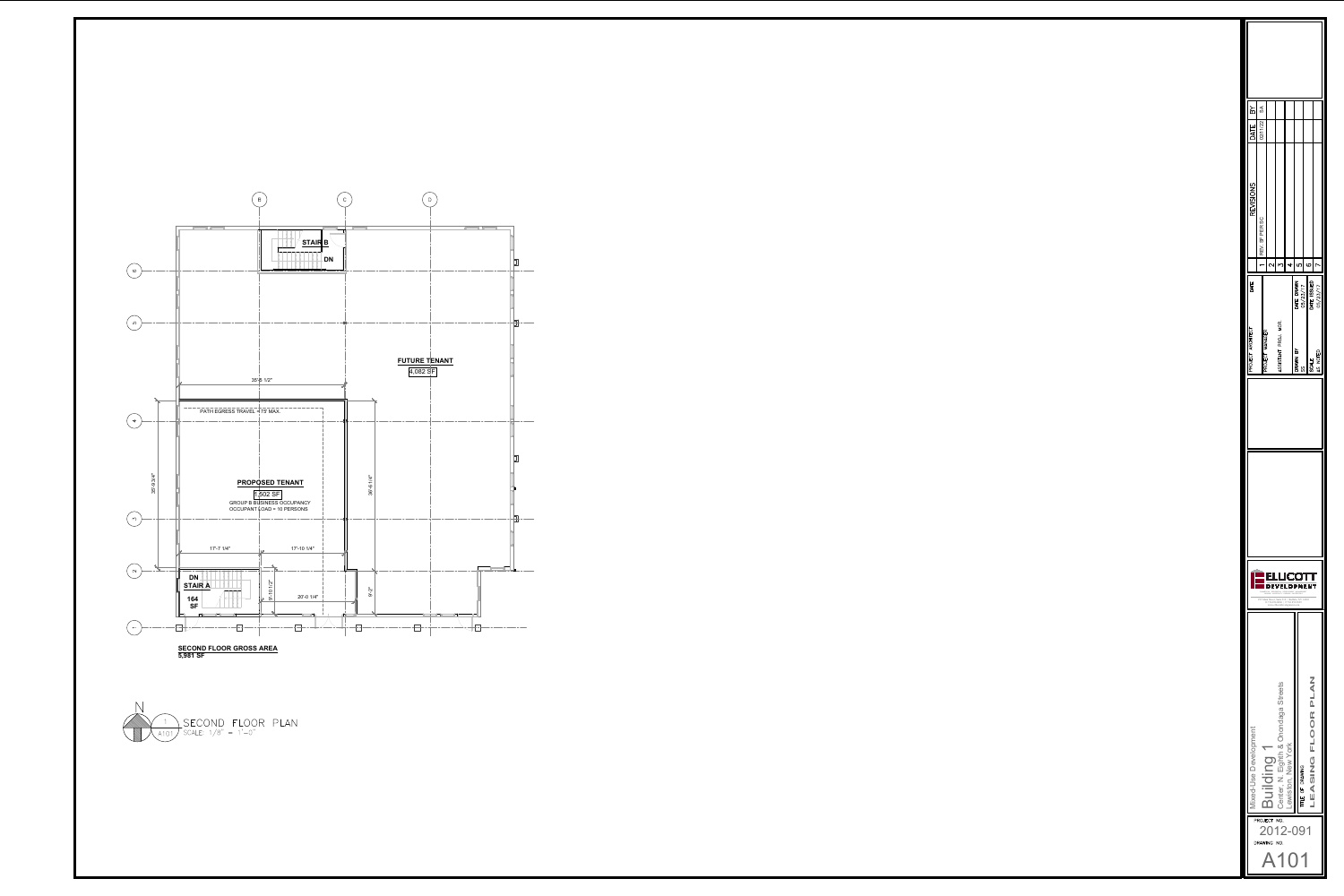B C D

STAIR B
DN

6
5
4
3
2
1

FUTURE TENANT
4,082 SF

35'-5 1/2"

PATH EGRESS TRAVEL = 75' MAX.

PROPOSED TENANT
1,502 SF
GROUP B BUSINESS OCCUPANCY
OCCUPANT LOAD = 10 PERSONS

35'-9 3/4"

36'-6 1/4"

17'-7 1/4"

17'-10 1/4"

DN
STAIR A
164 SF

9'-10 1/2"

20'-0 1/4"

9'-2"

SECOND FLOOR GROSS AREA
5,981 SF

N
1 SECOND FLOOR PLAN
A101 SCALE: 1/8" = 1'-0"

| REVISIONS | | DATE | BY |
|---|---|---|---|
| 1 | REV. SF PER SC | 03/11/22 | SA |
| 2 | | | |
| 3 | | | |
| 4 | | | |
| 5 | | | |
| 6 | | | |
| 7 | | | |

PROJECT ARCHITECT
DATE
PROJECT MANAGER
ASSISTANT PROJ. MGR.
DRAWN BY
SS
DATE DRAWN
03/22/17
SCALE
AS NOTED
DATE ISSUED
03/22/17

ELLICOTT DEVELOPMENT

Mixed-Use Development
Building 1
Center, N. Eighth & Onondaga Streets
Lewiston, New York

TITLE OF DRAWING:
LEASING FLOOR PLAN

PROJECT NO.
2012-091
DRAWING NO.
A101